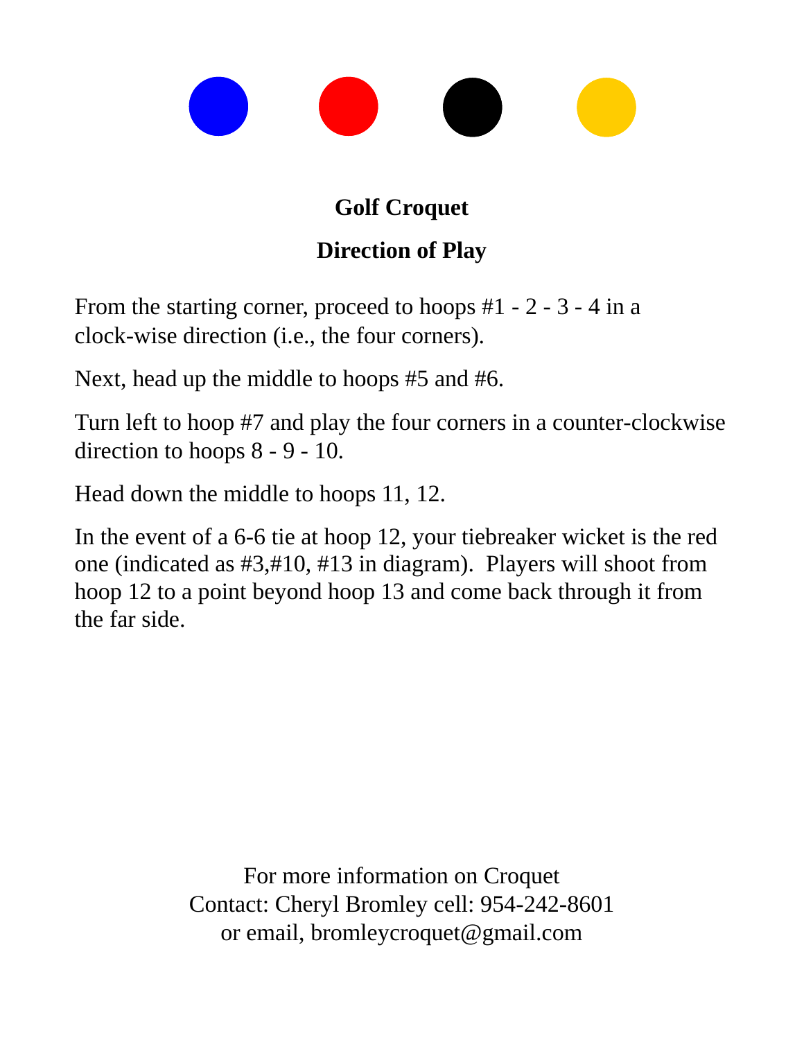## Golf Croquet

## Direction of Play

From the starting corner, proceed to hoops #1 - 2 - 3 - 4 in a clock-wise direction (i.e., the four corners).

Next, head up the middle to hoops #5 and #6.

Turn left to hoop #7 and play the four corners in a counter-clockwise direction to hoops 8 - 9 - 10.

Head down the middle to hoops 11, 12.

In the event of a 6-6 tie at hoop 12, your tiebreaker wicket is the red one (indicated as #3,#10, #13 in diagram). Players will shoot from hoop 12 to a point beyond hoop 13 and come back through it from the far side.

For more information on Croquet
Contact: Cheryl Bromley cell: 954-242-8601
or email, bromleycroquet@gmail.com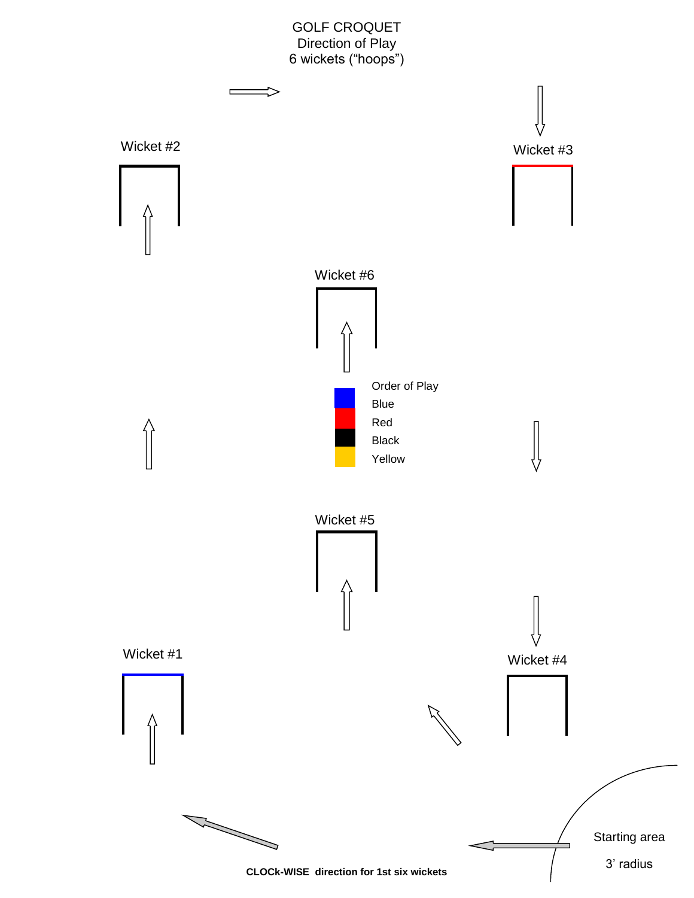# GOLF CROQUET
Direction of Play
6 wickets ("hoops")

Wicket #2

Wicket #3

Wicket #6

Order of Play

- Blue
- Red
- Black
- Yellow

Wicket #5

Wicket #1

Wicket #4

Starting area

3' radius

**CLOCk-WISE direction for 1st six wickets**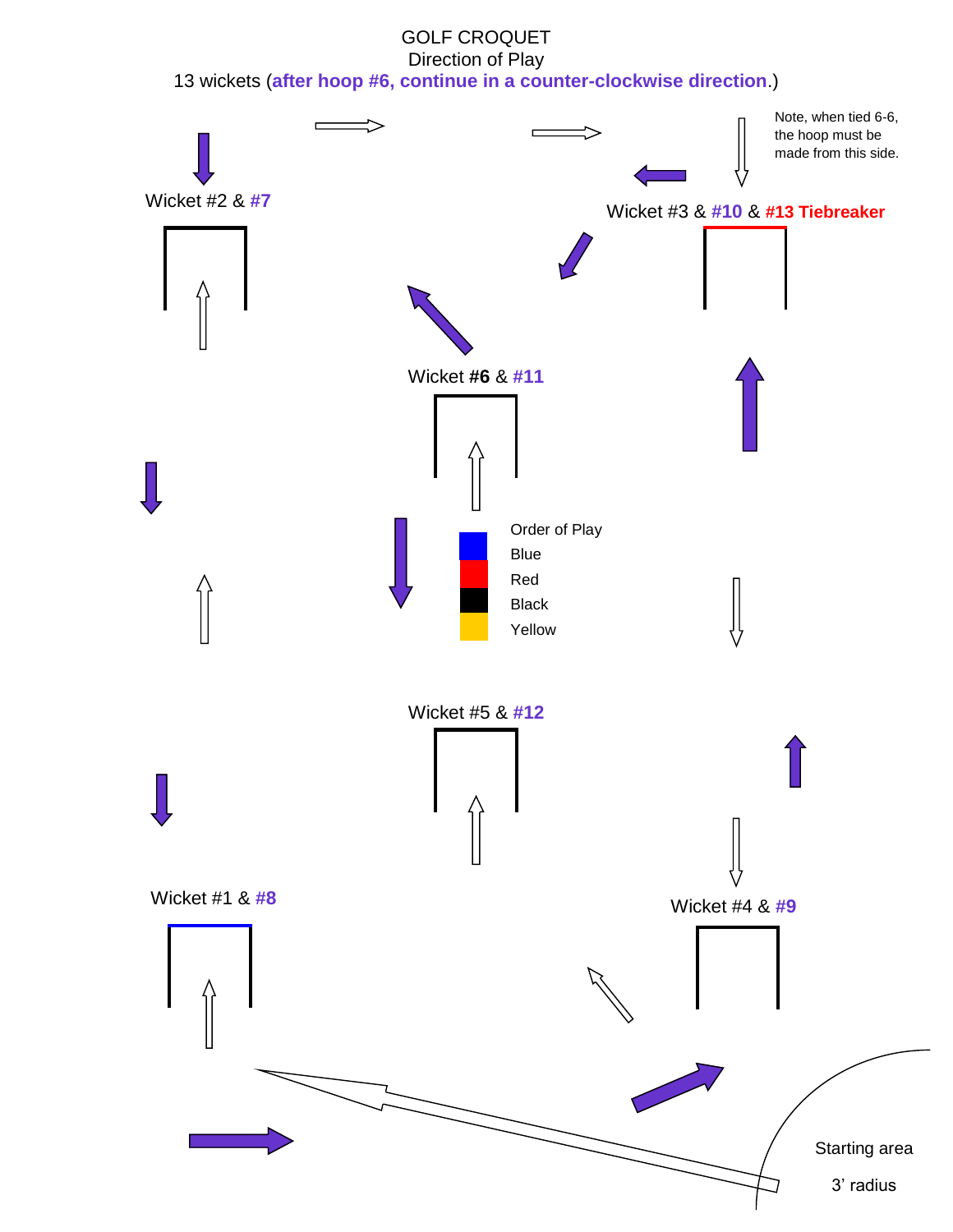GOLF CROQUET

Direction of Play

13 wickets (**after hoop #6, continue in a counter-clockwise direction**.)

Note, when tied 6-6, the hoop must be made from this side.

Wicket #2 & **#7**

Wicket #3 & **#10** & **#13 Tiebreaker**

Wicket **#6** & **#11**

Order of Play

Blue

Red

Black

Yellow

Wicket #5 & **#12**

Wicket #1 & **#8**

Wicket #4 & **#9**

Starting area

3' radius